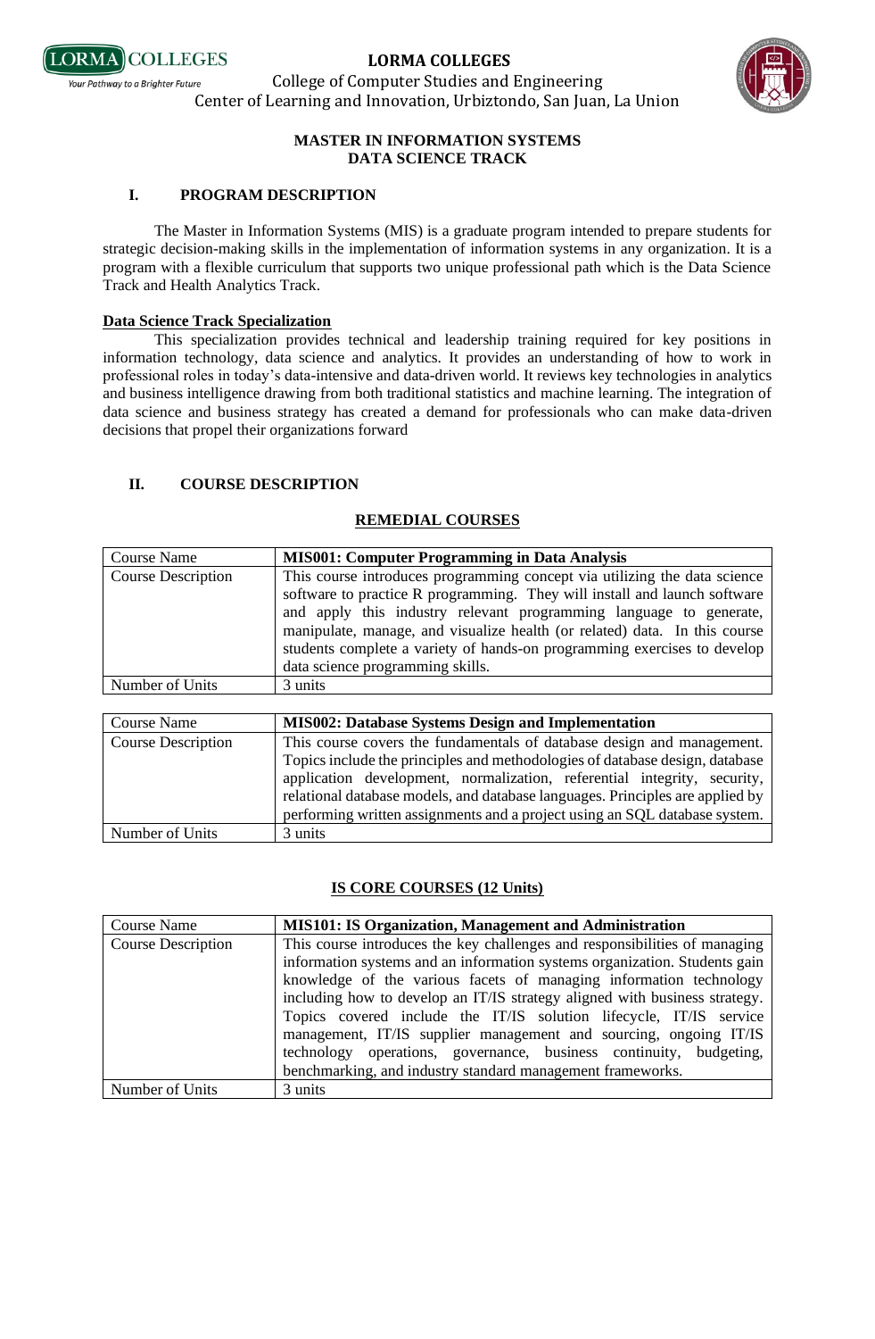# LORMA COLLEGES

College of Computer Studies and Engineering
Center of Learning and Innovation, Urbiztondo, San Juan, La Union

## MASTER IN INFORMATION SYSTEMS
## DATA SCIENCE TRACK

### I. PROGRAM DESCRIPTION

The Master in Information Systems (MIS) is a graduate program intended to prepare students for strategic decision-making skills in the implementation of information systems in any organization. It is a program with a flexible curriculum that supports two unique professional path which is the Data Science Track and Health Analytics Track.

**Data Science Track Specialization**

This specialization provides technical and leadership training required for key positions in information technology, data science and analytics. It provides an understanding of how to work in professional roles in today's data-intensive and data-driven world. It reviews key technologies in analytics and business intelligence drawing from both traditional statistics and machine learning. The integration of data science and business strategy has created a demand for professionals who can make data-driven decisions that propel their organizations forward

### II. COURSE DESCRIPTION

**REMEDIAL COURSES**

| Course Name | **MIS001: Computer Programming in Data Analysis** |
|---|---|
| Course Description | This course introduces programming concept via utilizing the data science software to practice R programming. They will install and launch software and apply this industry relevant programming language to generate, manipulate, manage, and visualize health (or related) data. In this course students complete a variety of hands-on programming exercises to develop data science programming skills. |
| Number of Units | 3 units |

| Course Name | **MIS002: Database Systems Design and Implementation** |
|---|---|
| Course Description | This course covers the fundamentals of database design and management. Topics include the principles and methodologies of database design, database application development, normalization, referential integrity, security, relational database models, and database languages. Principles are applied by performing written assignments and a project using an SQL database system. |
| Number of Units | 3 units |

**IS CORE COURSES (12 Units)**

| Course Name | **MIS101: IS Organization, Management and Administration** |
|---|---|
| Course Description | This course introduces the key challenges and responsibilities of managing information systems and an information systems organization. Students gain knowledge of the various facets of managing information technology including how to develop an IT/IS strategy aligned with business strategy. Topics covered include the IT/IS solution lifecycle, IT/IS service management, IT/IS supplier management and sourcing, ongoing IT/IS technology operations, governance, business continuity, budgeting, benchmarking, and industry standard management frameworks. |
| Number of Units | 3 units |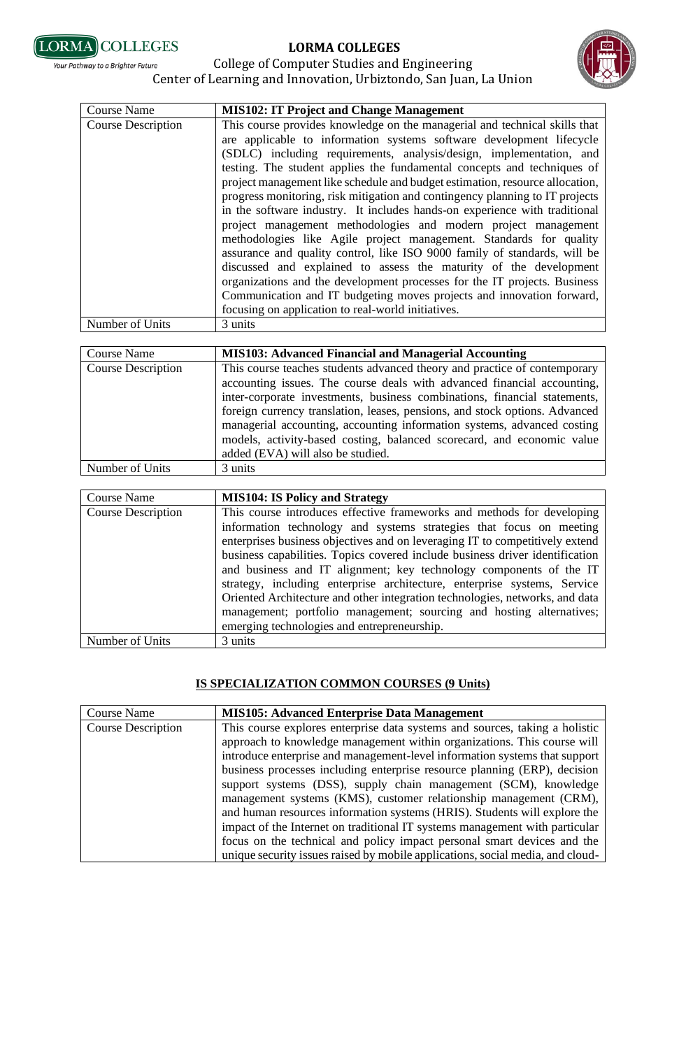| Course Name | MIS102: IT Project and Change Management |
|---|---|
| Course Description | This course provides knowledge on the managerial and technical skills that are applicable to information systems software development lifecycle (SDLC) including requirements, analysis/design, implementation, and testing. The student applies the fundamental concepts and techniques of project management like schedule and budget estimation, resource allocation, progress monitoring, risk mitigation and contingency planning to IT projects in the software industry. It includes hands-on experience with traditional project management methodologies and modern project management methodologies like Agile project management. Standards for quality assurance and quality control, like ISO 9000 family of standards, will be discussed and explained to assess the maturity of the development organizations and the development processes for the IT projects. Business Communication and IT budgeting moves projects and innovation forward, focusing on application to real-world initiatives. |
| Number of Units | 3 units |

| Course Name | MIS103: Advanced Financial and Managerial Accounting |
|---|---|
| Course Description | This course teaches students advanced theory and practice of contemporary accounting issues. The course deals with advanced financial accounting, inter-corporate investments, business combinations, financial statements, foreign currency translation, leases, pensions, and stock options. Advanced managerial accounting, accounting information systems, advanced costing models, activity-based costing, balanced scorecard, and economic value added (EVA) will also be studied. |
| Number of Units | 3 units |

| Course Name | MIS104: IS Policy and Strategy |
|---|---|
| Course Description | This course introduces effective frameworks and methods for developing information technology and systems strategies that focus on meeting enterprises business objectives and on leveraging IT to competitively extend business capabilities. Topics covered include business driver identification and business and IT alignment; key technology components of the IT strategy, including enterprise architecture, enterprise systems, Service Oriented Architecture and other integration technologies, networks, and data management; portfolio management; sourcing and hosting alternatives; emerging technologies and entrepreneurship. |
| Number of Units | 3 units |

## IS SPECIALIZATION COMMON COURSES (9 Units)

| Course Name | MIS105: Advanced Enterprise Data Management |
|---|---|
| Course Description | This course explores enterprise data systems and sources, taking a holistic approach to knowledge management within organizations. This course will introduce enterprise and management-level information systems that support business processes including enterprise resource planning (ERP), decision support systems (DSS), supply chain management (SCM), knowledge management systems (KMS), customer relationship management (CRM), and human resources information systems (HRIS). Students will explore the impact of the Internet on traditional IT systems management with particular focus on the technical and policy impact personal smart devices and the unique security issues raised by mobile applications, social media, and cloud- |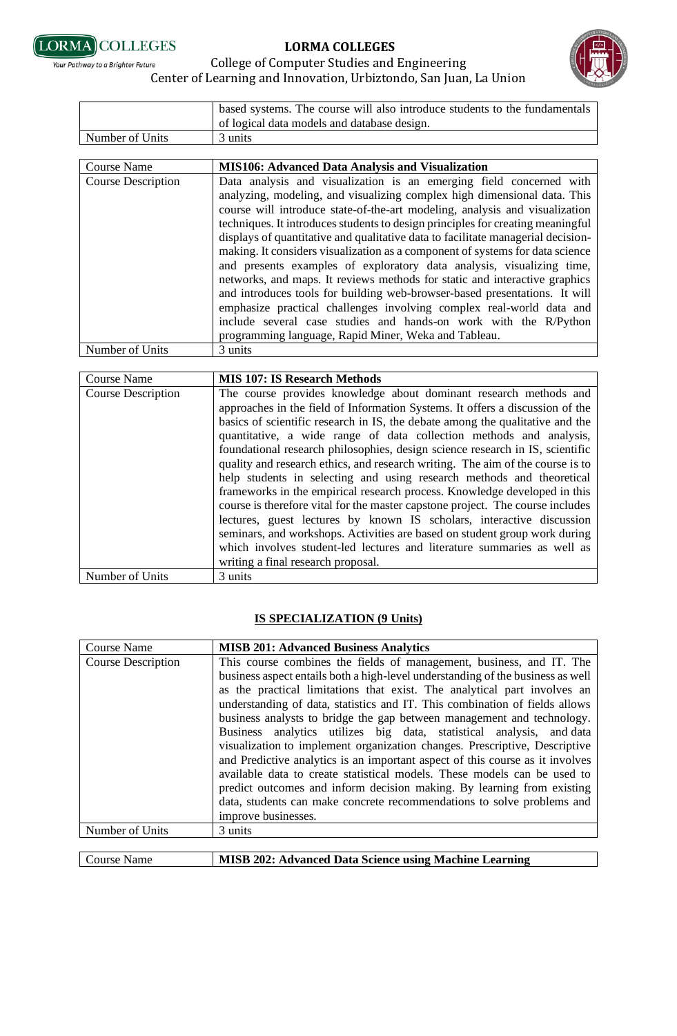| | |
|---|---|
| | based systems. The course will also introduce students to the fundamentals of logical data models and database design. |
| Number of Units | 3 units |

| Course Name | MIS106: Advanced Data Analysis and Visualization |
|---|---|
| Course Description | Data analysis and visualization is an emerging field concerned with analyzing, modeling, and visualizing complex high dimensional data. This course will introduce state-of-the-art modeling, analysis and visualization techniques. It introduces students to design principles for creating meaningful displays of quantitative and qualitative data to facilitate managerial decision-making. It considers visualization as a component of systems for data science and presents examples of exploratory data analysis, visualizing time, networks, and maps. It reviews methods for static and interactive graphics and introduces tools for building web-browser-based presentations. It will emphasize practical challenges involving complex real-world data and include several case studies and hands-on work with the R/Python programming language, Rapid Miner, Weka and Tableau. |
| Number of Units | 3 units |

| Course Name | MIS 107: IS Research Methods |
|---|---|
| Course Description | The course provides knowledge about dominant research methods and approaches in the field of Information Systems. It offers a discussion of the basics of scientific research in IS, the debate among the qualitative and the quantitative, a wide range of data collection methods and analysis, foundational research philosophies, design science research in IS, scientific quality and research ethics, and research writing. The aim of the course is to help students in selecting and using research methods and theoretical frameworks in the empirical research process. Knowledge developed in this course is therefore vital for the master capstone project. The course includes lectures, guest lectures by known IS scholars, interactive discussion seminars, and workshops. Activities are based on student group work during which involves student-led lectures and literature summaries as well as writing a final research proposal. |
| Number of Units | 3 units |

## IS SPECIALIZATION (9 Units)

| Course Name | MISB 201: Advanced Business Analytics |
|---|---|
| Course Description | This course combines the fields of management, business, and IT. The business aspect entails both a high-level understanding of the business as well as the practical limitations that exist. The analytical part involves an understanding of data, statistics and IT. This combination of fields allows business analysts to bridge the gap between management and technology. Business analytics utilizes big data, statistical analysis, and data visualization to implement organization changes. Prescriptive, Descriptive and Predictive analytics is an important aspect of this course as it involves available data to create statistical models. These models can be used to predict outcomes and inform decision making. By learning from existing data, students can make concrete recommendations to solve problems and improve businesses. |
| Number of Units | 3 units |

| Course Name | MISB 202: Advanced Data Science using Machine Learning |
|---|---|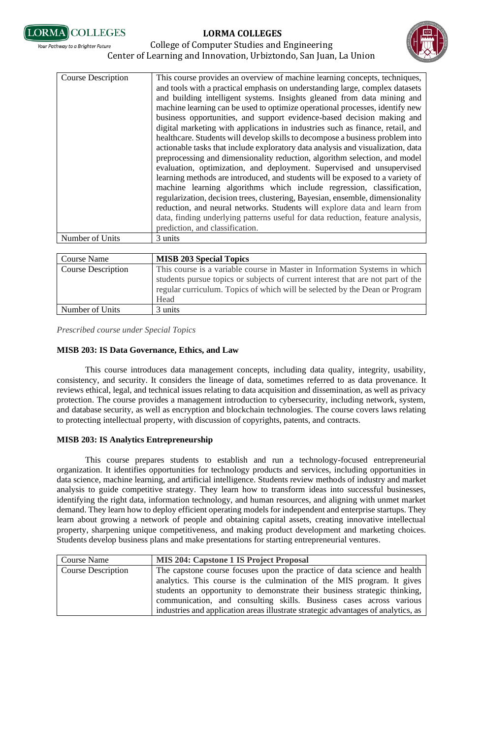| Course Description | This course provides an overview of machine learning concepts, techniques, and tools with a practical emphasis on understanding large, complex datasets and building intelligent systems. Insights gleaned from data mining and machine learning can be used to optimize operational processes, identify new business opportunities, and support evidence-based decision making and digital marketing with applications in industries such as finance, retail, and healthcare. Students will develop skills to decompose a business problem into actionable tasks that include exploratory data analysis and visualization, data preprocessing and dimensionality reduction, algorithm selection, and model evaluation, optimization, and deployment. Supervised and unsupervised learning methods are introduced, and students will be exposed to a variety of machine learning algorithms which include regression, classification, regularization, decision trees, clustering, Bayesian, ensemble, dimensionality reduction, and neural networks. Students will explore data and learn from data, finding underlying patterns useful for data reduction, feature analysis, prediction, and classification. |
|---|---|
| Number of Units | 3 units |

| Course Name | **MISB 203 Special Topics** |
|---|---|
| Course Description | This course is a variable course in Master in Information Systems in which students pursue topics or subjects of current interest that are not part of the regular curriculum. Topics of which will be selected by the Dean or Program Head |
| Number of Units | 3 units |

*Prescribed course under Special Topics*

**MISB 203: IS Data Governance, Ethics, and Law**

This course introduces data management concepts, including data quality, integrity, usability, consistency, and security. It considers the lineage of data, sometimes referred to as data provenance. It reviews ethical, legal, and technical issues relating to data acquisition and dissemination, as well as privacy protection. The course provides a management introduction to cybersecurity, including network, system, and database security, as well as encryption and blockchain technologies. The course covers laws relating to protecting intellectual property, with discussion of copyrights, patents, and contracts.

**MISB 203: IS Analytics Entrepreneurship**

This course prepares students to establish and run a technology-focused entrepreneurial organization. It identifies opportunities for technology products and services, including opportunities in data science, machine learning, and artificial intelligence. Students review methods of industry and market analysis to guide competitive strategy. They learn how to transform ideas into successful businesses, identifying the right data, information technology, and human resources, and aligning with unmet market demand. They learn how to deploy efficient operating models for independent and enterprise startups. They learn about growing a network of people and obtaining capital assets, creating innovative intellectual property, sharpening unique competitiveness, and making product development and marketing choices. Students develop business plans and make presentations for starting entrepreneurial ventures.

| Course Name | **MIS 204: Capstone 1 IS Project Proposal** |
|---|---|
| Course Description | The capstone course focuses upon the practice of data science and health analytics. This course is the culmination of the MIS program. It gives students an opportunity to demonstrate their business strategic thinking, communication, and consulting skills. Business cases across various industries and application areas illustrate strategic advantages of analytics, as |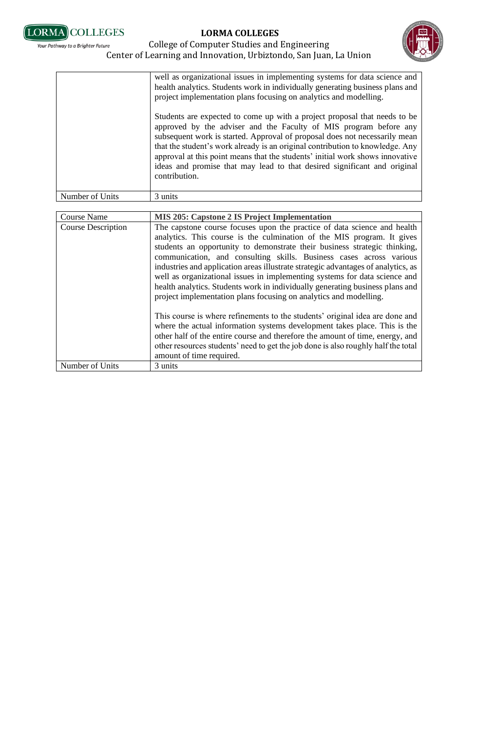| | |
|---|---|
| | well as organizational issues in implementing systems for data science and health analytics. Students work in individually generating business plans and project implementation plans focusing on analytics and modelling.<br><br>Students are expected to come up with a project proposal that needs to be approved by the adviser and the Faculty of MIS program before any subsequent work is started. Approval of proposal does not necessarily mean that the student's work already is an original contribution to knowledge. Any approval at this point means that the students' initial work shows innovative ideas and promise that may lead to that desired significant and original contribution. |
| Number of Units | 3 units |

| | |
|---|---|
| Course Name | **MIS 205: Capstone 2 IS Project Implementation** |
| Course Description | The capstone course focuses upon the practice of data science and health analytics. This course is the culmination of the MIS program. It gives students an opportunity to demonstrate their business strategic thinking, communication, and consulting skills. Business cases across various industries and application areas illustrate strategic advantages of analytics, as well as organizational issues in implementing systems for data science and health analytics. Students work in individually generating business plans and project implementation plans focusing on analytics and modelling.<br><br>This course is where refinements to the students' original idea are done and where the actual information systems development takes place. This is the other half of the entire course and therefore the amount of time, energy, and other resources students' need to get the job done is also roughly half the total amount of time required. |
| Number of Units | 3 units |